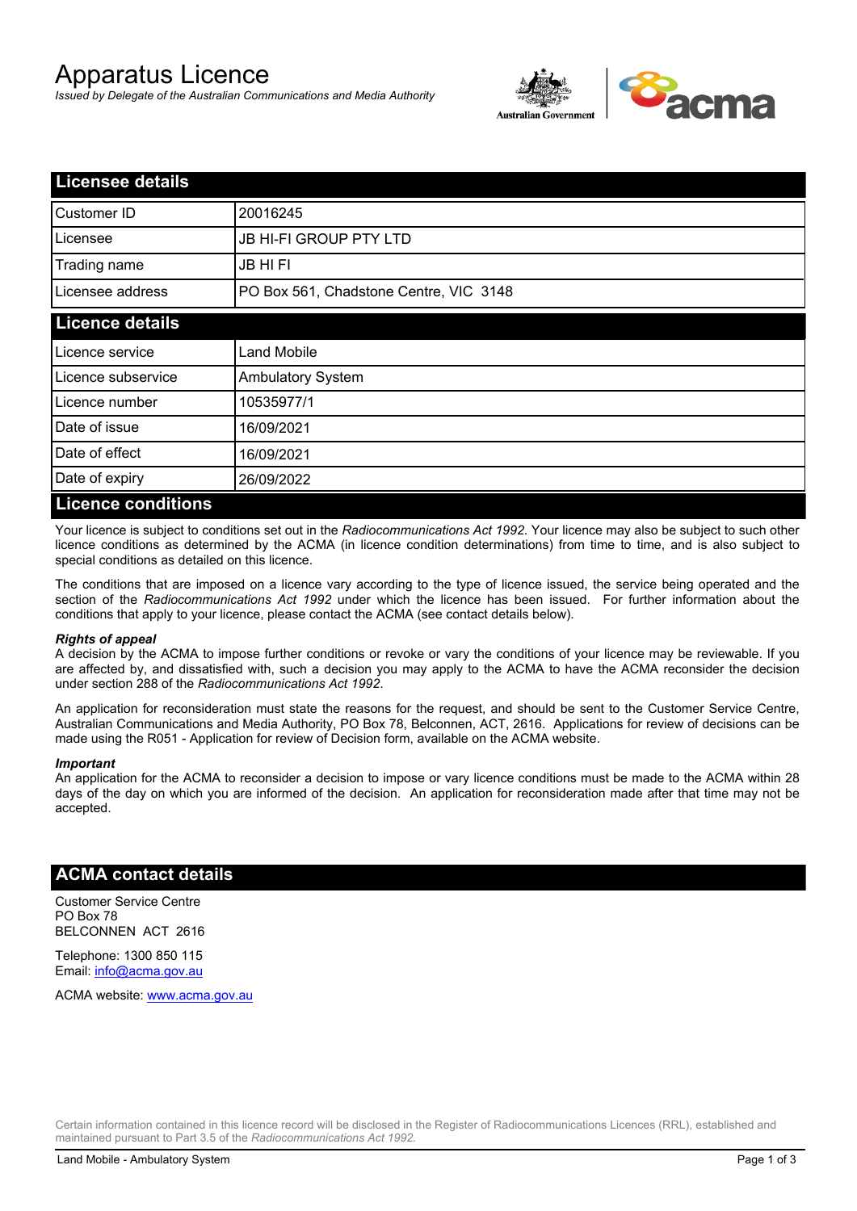# Apparatus Licence

*Issued by Delegate of the Australian Communications and Media Authority*

## Licensee details

| | |
|---|---|
| Customer ID | 20016245 |
| Licensee | JB HI-FI GROUP PTY LTD |
| Trading name | JB HI FI |
| Licensee address | PO Box 561, Chadstone Centre, VIC 3148 |

## Licence details

| | |
|---|---|
| Licence service | Land Mobile |
| Licence subservice | Ambulatory System |
| Licence number | 10535977/1 |
| Date of issue | 16/09/2021 |
| Date of effect | 16/09/2021 |
| Date of expiry | 26/09/2022 |

## Licence conditions

Your licence is subject to conditions set out in the *Radiocommunications Act 1992*. Your licence may also be subject to such other licence conditions as determined by the ACMA (in licence condition determinations) from time to time, and is also subject to special conditions as detailed on this licence.

The conditions that are imposed on a licence vary according to the type of licence issued, the service being operated and the section of the *Radiocommunications Act 1992* under which the licence has been issued. For further information about the conditions that apply to your licence, please contact the ACMA (see contact details below).

#### *Rights of appeal*

A decision by the ACMA to impose further conditions or revoke or vary the conditions of your licence may be reviewable. If you are affected by, and dissatisfied with, such a decision you may apply to the ACMA to have the ACMA reconsider the decision under section 288 of the *Radiocommunications Act 1992*.

An application for reconsideration must state the reasons for the request, and should be sent to the Customer Service Centre, Australian Communications and Media Authority, PO Box 78, Belconnen, ACT, 2616. Applications for review of decisions can be made using the R051 - Application for review of Decision form, available on the ACMA website.

#### *Important*

An application for the ACMA to reconsider a decision to impose or vary licence conditions must be made to the ACMA within 28 days of the day on which you are informed of the decision. An application for reconsideration made after that time may not be accepted.

## ACMA contact details

Customer Service Centre
PO Box 78
BELCONNEN ACT 2616

Telephone: 1300 850 115
Email: info@acma.gov.au

ACMA website: www.acma.gov.au

Certain information contained in this licence record will be disclosed in the Register of Radiocommunications Licences (RRL), established and maintained pursuant to Part 3.5 of the *Radiocommunications Act 1992*.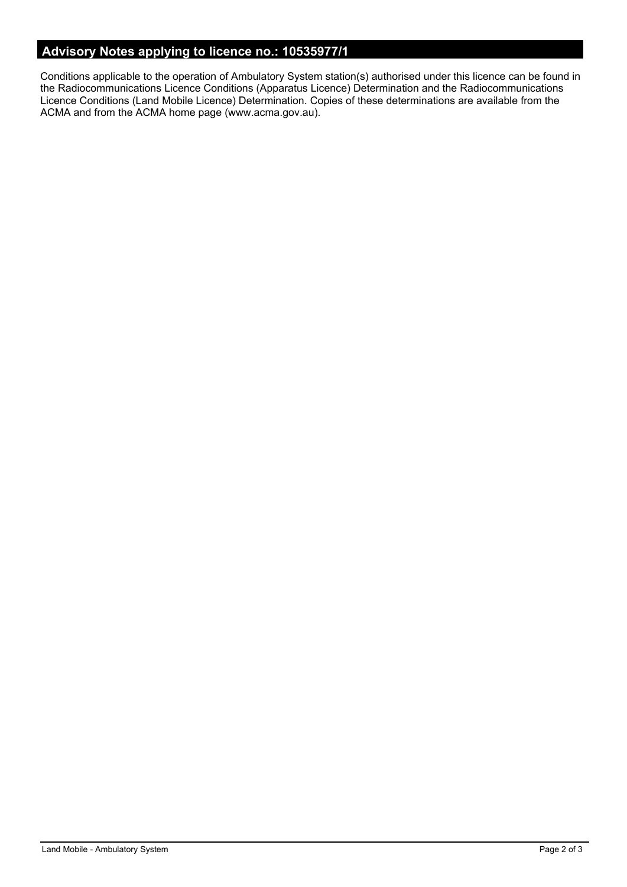## Advisory Notes applying to licence no.: 10535977/1

Conditions applicable to the operation of Ambulatory System station(s) authorised under this licence can be found in the Radiocommunications Licence Conditions (Apparatus Licence) Determination and the Radiocommunications Licence Conditions (Land Mobile Licence) Determination. Copies of these determinations are available from the ACMA and from the ACMA home page (www.acma.gov.au).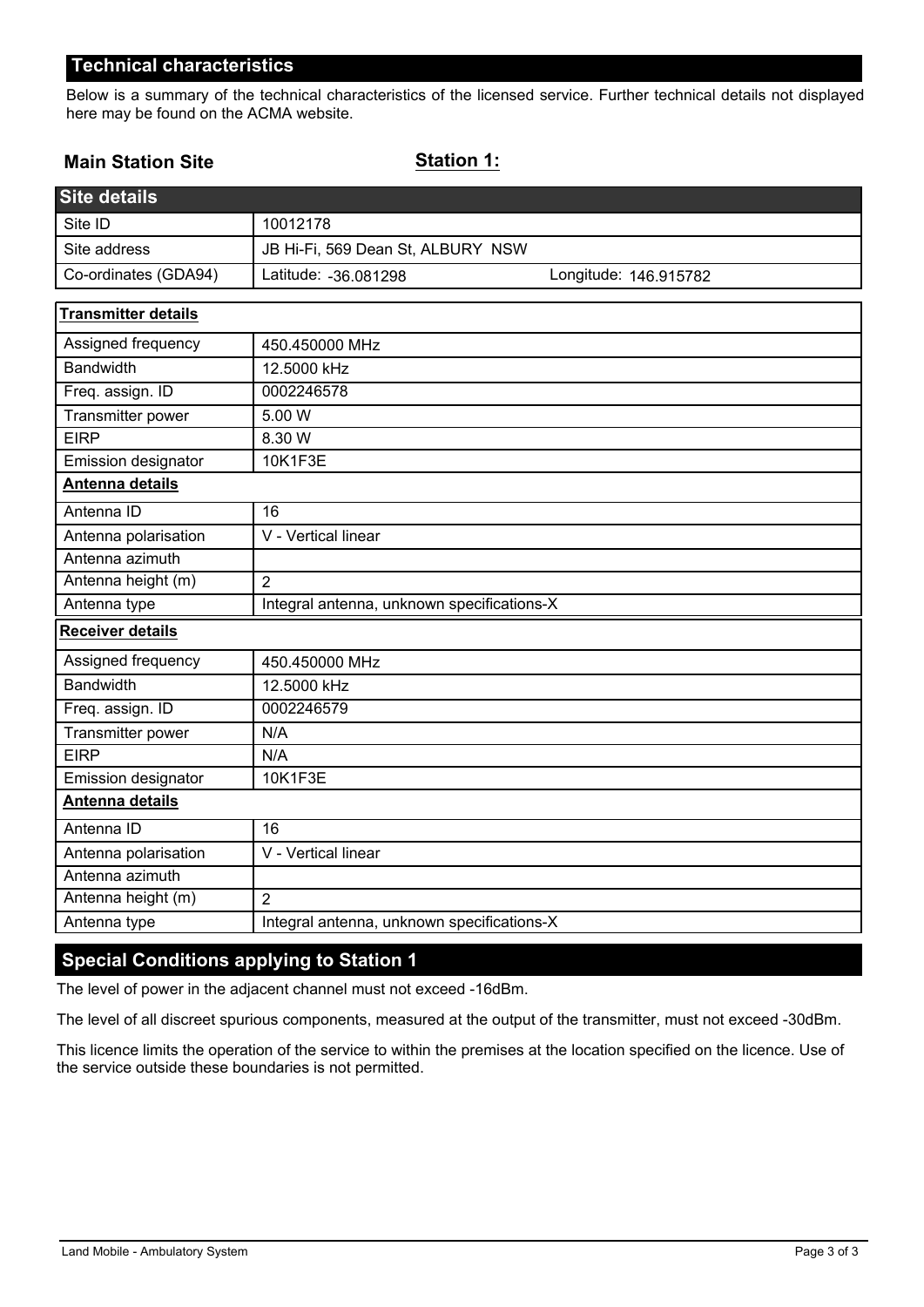## Technical characteristics

Below is a summary of the technical characteristics of the licensed service. Further technical details not displayed here may be found on the ACMA website.

**Main Station Site** **Station 1:**

| Site details | |
|---|---|
| Site ID | 10012178 |
| Site address | JB Hi-Fi, 569 Dean St, ALBURY NSW |
| Co-ordinates (GDA94) | Latitude: -36.081298 Longitude: 146.915782 |

| Transmitter details | |
|---|---|
| Assigned frequency | 450.450000 MHz |
| Bandwidth | 12.5000 kHz |
| Freq. assign. ID | 0002246578 |
| Transmitter power | 5.00 W |
| EIRP | 8.30 W |
| Emission designator | 10K1F3E |
| **Antenna details** | |
| Antenna ID | 16 |
| Antenna polarisation | V - Vertical linear |
| Antenna azimuth | |
| Antenna height (m) | 2 |
| Antenna type | Integral antenna, unknown specifications-X |

| Receiver details | |
|---|---|
| Assigned frequency | 450.450000 MHz |
| Bandwidth | 12.5000 kHz |
| Freq. assign. ID | 0002246579 |
| Transmitter power | N/A |
| EIRP | N/A |
| Emission designator | 10K1F3E |
| **Antenna details** | |
| Antenna ID | 16 |
| Antenna polarisation | V - Vertical linear |
| Antenna azimuth | |
| Antenna height (m) | 2 |
| Antenna type | Integral antenna, unknown specifications-X |

## Special Conditions applying to Station 1

The level of power in the adjacent channel must not exceed -16dBm.

The level of all discreet spurious components, measured at the output of the transmitter, must not exceed -30dBm.

This licence limits the operation of the service to within the premises at the location specified on the licence. Use of the service outside these boundaries is not permitted.